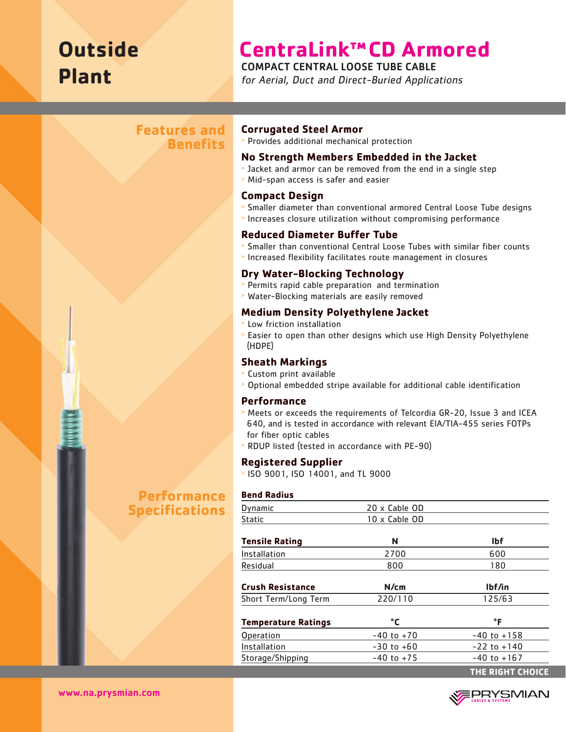# Outside Plant

# CentraLink™ CD Armored

**COMPACT CENTRAL LOOSE TUBE CABLE**

*for Aerial, Duct and Direct-Buried Applications*

## Features and Benefits

### Corrugated Steel Armor

- Provides additional mechanical protection

### No Strength Members Embedded in the Jacket

- Jacket and armor can be removed from the end in a single step
- Mid-span access is safer and easier

### Compact Design

- Smaller diameter than conventional armored Central Loose Tube designs
- Increases closure utilization without compromising performance

### Reduced Diameter Buffer Tube

- Smaller than conventional Central Loose Tubes with similar fiber counts
- Increased flexibility facilitates route management in closures

### Dry Water-Blocking Technology

- Permits rapid cable preparation and termination
- Water-Blocking materials are easily removed

### Medium Density Polyethylene Jacket

- Low friction installation
- Easier to open than other designs which use High Density Polyethylene (HDPE)

### Sheath Markings

- Custom print available
- Optional embedded stripe available for additional cable identification

### Performance

- Meets or exceeds the requirements of Telcordia GR-20, Issue 3 and ICEA 640, and is tested in accordance with relevant EIA/TIA-455 series FOTPs for fiber optic cables
- RDUP listed (tested in accordance with PE-90)

### Registered Supplier

- ISO 9001, ISO 14001, and TL 9000

## Performance Specifications

| Bend Radius | |
|---|---|
| Dynamic | 20 x Cable OD |
| Static | 10 x Cable OD |

| Tensile Rating | N | lbf |
|---|---|---|
| Installation | 2700 | 600 |
| Residual | 800 | 180 |

| Crush Resistance | N/cm | lbf/in |
|---|---|---|
| Short Term/Long Term | 220/110 | 125/63 |

| Temperature Ratings | °C | °F |
|---|---|---|
| Operation | -40 to +70 | -40 to +158 |
| Installation | -30 to +60 | -22 to +140 |
| Storage/Shipping | -40 to +75 | -40 to +167 |

THE RIGHT CHOICE

www.na.prysmian.com

PRYSMIAN CABLES & SYSTEMS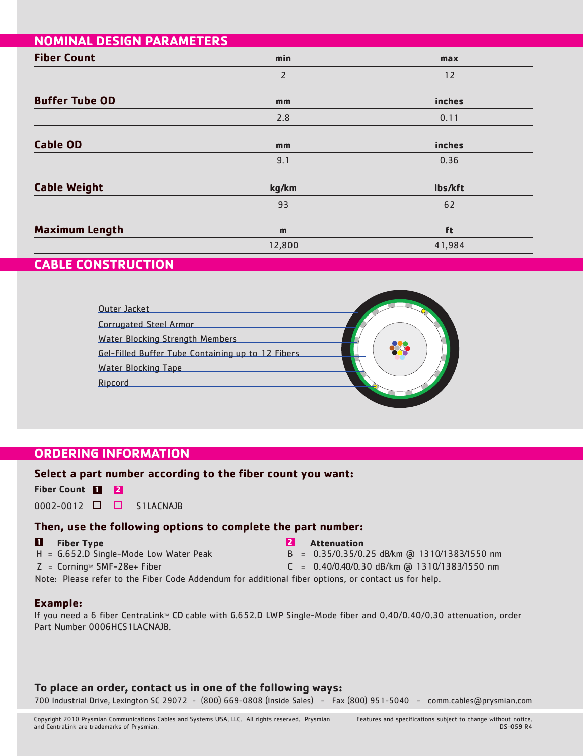## NOMINAL DESIGN PARAMETERS

| Fiber Count | min | max |
|---|---|---|
| | 2 | 12 |

| Buffer Tube OD | mm | inches |
|---|---|---|
| | 2.8 | 0.11 |

| Cable OD | mm | inches |
|---|---|---|
| | 9.1 | 0.36 |

| Cable Weight | kg/km | lbs/kft |
|---|---|---|
| | 93 | 62 |

| Maximum Length | m | ft |
|---|---|---|
| | 12,800 | 41,984 |

## CABLE CONSTRUCTION

Outer Jacket

Corrugated Steel Armor

Water Blocking Strength Members

Gel-Filled Buffer Tube Containing up to 12 Fibers

Water Blocking Tape

Ripcord

## ORDERING INFORMATION

### Select a part number according to the fiber count you want:

**Fiber Count** **1** **2**

0002-0012 ☐ ☐ S1LACNAJB

### Then, use the following options to complete the part number:

**1 Fiber Type**

H = G.652.D Single-Mode Low Water Peak

Z = Corning™ SMF-28e+ Fiber

**2 Attenuation**

B = 0.35/0.35/0.25 dB/km @ 1310/1383/1550 nm

C = 0.40/0.40/0.30 dB/km @ 1310/1383/1550 nm

Note: Please refer to the Fiber Code Addendum for additional fiber options, or contact us for help.

### Example:

If you need a 6 fiber CentraLink™ CD cable with G.652.D LWP Single-Mode fiber and 0.40/0.40/0.30 attenuation, order Part Number 0006HCS1LACNAJB.

### To place an order, contact us in one of the following ways:

700 Industrial Drive, Lexington SC 29072 - (800) 669-0808 (Inside Sales) - Fax (800) 951-5040 - comm.cables@prysmian.com

Copyright 2010 Prysmian Communications Cables and Systems USA, LLC. All rights reserved. Prysmian and CentraLink are trademarks of Prysmian.

Features and specifications subject to change without notice.
DS-059 R4